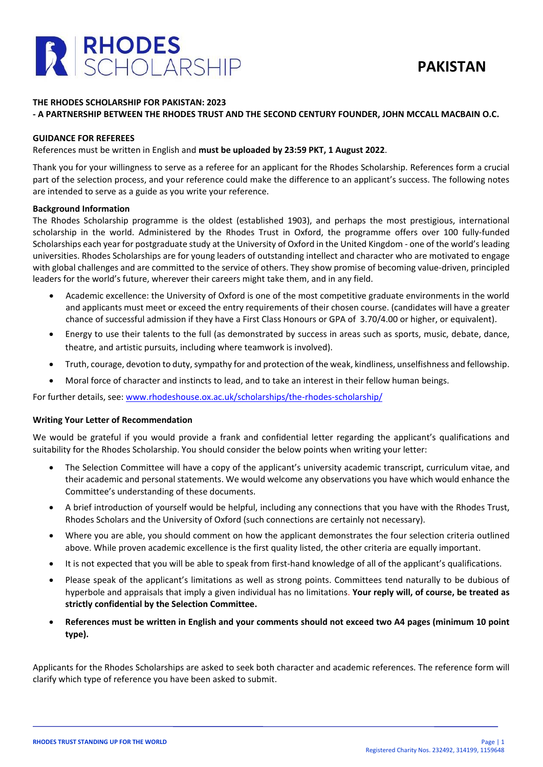# RHODES SCHOLARSHIP

# PAKISTAN

**THE RHODES SCHOLARSHIP FOR PAKISTAN: 2023**
**- A PARTNERSHIP BETWEEN THE RHODES TRUST AND THE SECOND CENTURY FOUNDER, JOHN MCCALL MACBAIN O.C.**

## GUIDANCE FOR REFEREES

References must be written in English and **must be uploaded by 23:59 PKT, 1 August 2022**.

Thank you for your willingness to serve as a referee for an applicant for the Rhodes Scholarship. References form a crucial part of the selection process, and your reference could make the difference to an applicant's success. The following notes are intended to serve as a guide as you write your reference.

### Background Information

The Rhodes Scholarship programme is the oldest (established 1903), and perhaps the most prestigious, international scholarship in the world. Administered by the Rhodes Trust in Oxford, the programme offers over 100 fully-funded Scholarships each year for postgraduate study at the University of Oxford in the United Kingdom - one of the world's leading universities. Rhodes Scholarships are for young leaders of outstanding intellect and character who are motivated to engage with global challenges and are committed to the service of others. They show promise of becoming value-driven, principled leaders for the world's future, wherever their careers might take them, and in any field.

- Academic excellence: the University of Oxford is one of the most competitive graduate environments in the world and applicants must meet or exceed the entry requirements of their chosen course. (candidates will have a greater chance of successful admission if they have a First Class Honours or GPA of 3.70/4.00 or higher, or equivalent).
- Energy to use their talents to the full (as demonstrated by success in areas such as sports, music, debate, dance, theatre, and artistic pursuits, including where teamwork is involved).
- Truth, courage, devotion to duty, sympathy for and protection of the weak, kindliness, unselfishness and fellowship.
- Moral force of character and instincts to lead, and to take an interest in their fellow human beings.

For further details, see: www.rhodeshouse.ox.ac.uk/scholarships/the-rhodes-scholarship/

### Writing Your Letter of Recommendation

We would be grateful if you would provide a frank and confidential letter regarding the applicant's qualifications and suitability for the Rhodes Scholarship. You should consider the below points when writing your letter:

- The Selection Committee will have a copy of the applicant's university academic transcript, curriculum vitae, and their academic and personal statements. We would welcome any observations you have which would enhance the Committee's understanding of these documents.
- A brief introduction of yourself would be helpful, including any connections that you have with the Rhodes Trust, Rhodes Scholars and the University of Oxford (such connections are certainly not necessary).
- Where you are able, you should comment on how the applicant demonstrates the four selection criteria outlined above. While proven academic excellence is the first quality listed, the other criteria are equally important.
- It is not expected that you will be able to speak from first-hand knowledge of all of the applicant's qualifications.
- Please speak of the applicant's limitations as well as strong points. Committees tend naturally to be dubious of hyperbole and appraisals that imply a given individual has no limitations. **Your reply will, of course, be treated as strictly confidential by the Selection Committee.**
- **References must be written in English and your comments should not exceed two A4 pages (minimum 10 point type).**

Applicants for the Rhodes Scholarships are asked to seek both character and academic references. The reference form will clarify which type of reference you have been asked to submit.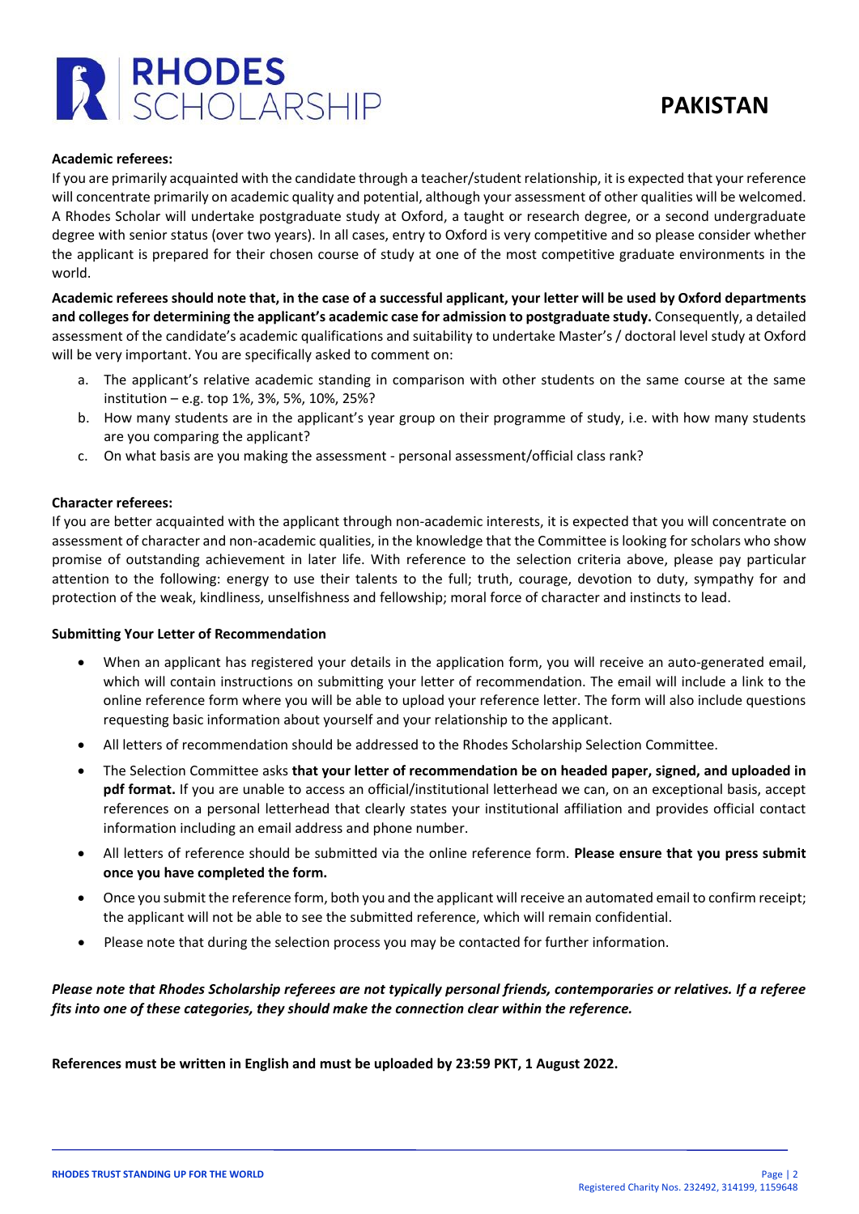**Academic referees:**

If you are primarily acquainted with the candidate through a teacher/student relationship, it is expected that your reference will concentrate primarily on academic quality and potential, although your assessment of other qualities will be welcomed. A Rhodes Scholar will undertake postgraduate study at Oxford, a taught or research degree, or a second undergraduate degree with senior status (over two years). In all cases, entry to Oxford is very competitive and so please consider whether the applicant is prepared for their chosen course of study at one of the most competitive graduate environments in the world.

**Academic referees should note that, in the case of a successful applicant, your letter will be used by Oxford departments and colleges for determining the applicant's academic case for admission to postgraduate study.** Consequently, a detailed assessment of the candidate's academic qualifications and suitability to undertake Master's / doctoral level study at Oxford will be very important. You are specifically asked to comment on:

a. The applicant's relative academic standing in comparison with other students on the same course at the same institution – e.g. top 1%, 3%, 5%, 10%, 25%?
b. How many students are in the applicant's year group on their programme of study, i.e. with how many students are you comparing the applicant?
c. On what basis are you making the assessment - personal assessment/official class rank?

**Character referees:**

If you are better acquainted with the applicant through non-academic interests, it is expected that you will concentrate on assessment of character and non-academic qualities, in the knowledge that the Committee is looking for scholars who show promise of outstanding achievement in later life. With reference to the selection criteria above, please pay particular attention to the following: energy to use their talents to the full; truth, courage, devotion to duty, sympathy for and protection of the weak, kindliness, unselfishness and fellowship; moral force of character and instincts to lead.

**Submitting Your Letter of Recommendation**

- When an applicant has registered your details in the application form, you will receive an auto-generated email, which will contain instructions on submitting your letter of recommendation. The email will include a link to the online reference form where you will be able to upload your reference letter. The form will also include questions requesting basic information about yourself and your relationship to the applicant.
- All letters of recommendation should be addressed to the Rhodes Scholarship Selection Committee.
- The Selection Committee asks **that your letter of recommendation be on headed paper, signed, and uploaded in pdf format.** If you are unable to access an official/institutional letterhead we can, on an exceptional basis, accept references on a personal letterhead that clearly states your institutional affiliation and provides official contact information including an email address and phone number.
- All letters of reference should be submitted via the online reference form. **Please ensure that you press submit once you have completed the form.**
- Once you submit the reference form, both you and the applicant will receive an automated email to confirm receipt; the applicant will not be able to see the submitted reference, which will remain confidential.
- Please note that during the selection process you may be contacted for further information.

***Please note that Rhodes Scholarship referees are not typically personal friends, contemporaries or relatives. If a referee fits into one of these categories, they should make the connection clear within the reference.***

**References must be written in English and must be uploaded by 23:59 PKT, 1 August 2022.**